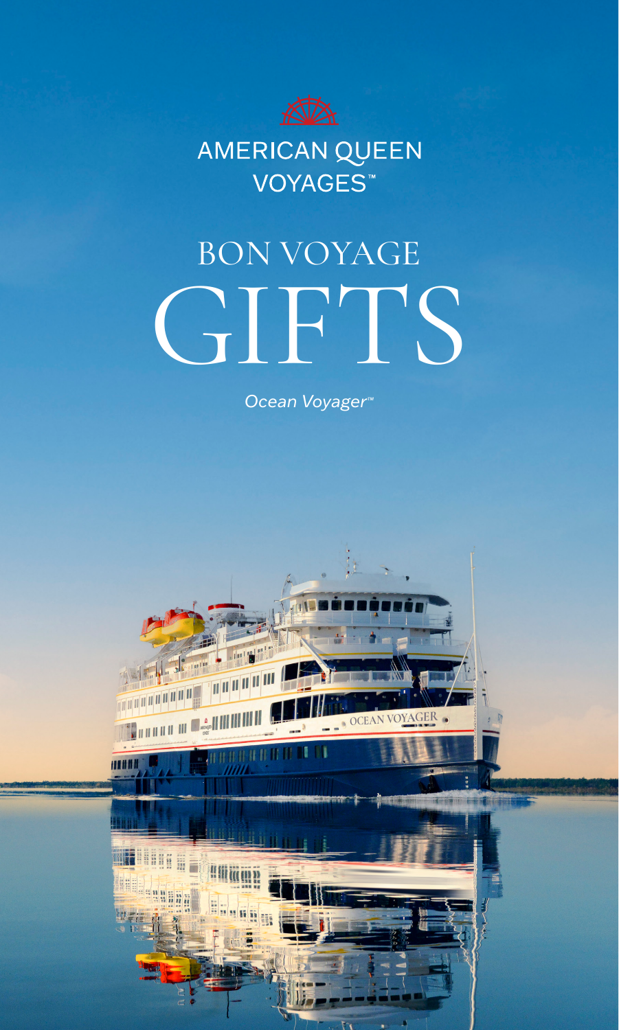AMERICAN QUEEN VOYAGES™

# BON VOYAGE GIFTS

*Ocean Voyager™*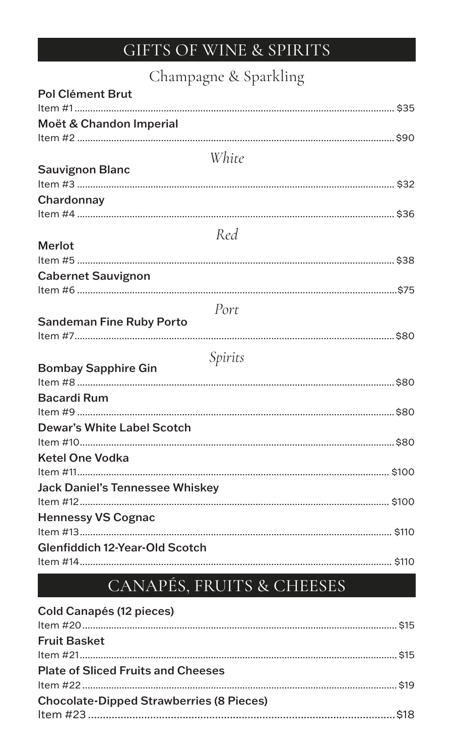# GIFTS OF WINE & SPIRITS

## Champagne & Sparkling

**Pol Clément Brut**
Item #1 ........................................ $35

**Moët & Chandon Imperial**
Item #2 ........................................ $90

### *White*

**Sauvignon Blanc**
Item #3 ........................................ $32

**Chardonnay**
Item #4 ........................................ $36

### *Red*

**Merlot**
Item #5 ........................................ $38

**Cabernet Sauvignon**
Item #6 ........................................ $75

### *Port*

**Sandeman Fine Ruby Porto**
Item #7 ........................................ $80

### *Spirits*

**Bombay Sapphire Gin**
Item #8 ........................................ $80

**Bacardi Rum**
Item #9 ........................................ $80

**Dewar's White Label Scotch**
Item #10 ........................................ $80

**Ketel One Vodka**
Item #11 ........................................ $100

**Jack Daniel's Tennessee Whiskey**
Item #12 ........................................ $100

**Hennessy VS Cognac**
Item #13 ........................................ $110

**Glenfiddich 12-Year-Old Scotch**
Item #14 ........................................ $110

# CANAPÉS, FRUITS & CHEESES

**Cold Canapés (12 pieces)**
Item #20 ........................................ $15

**Fruit Basket**
Item #21 ........................................ $15

**Plate of Sliced Fruits and Cheeses**
Item #22 ........................................ $19

**Chocolate-Dipped Strawberries (8 Pieces)**
Item #23 ........................................ $18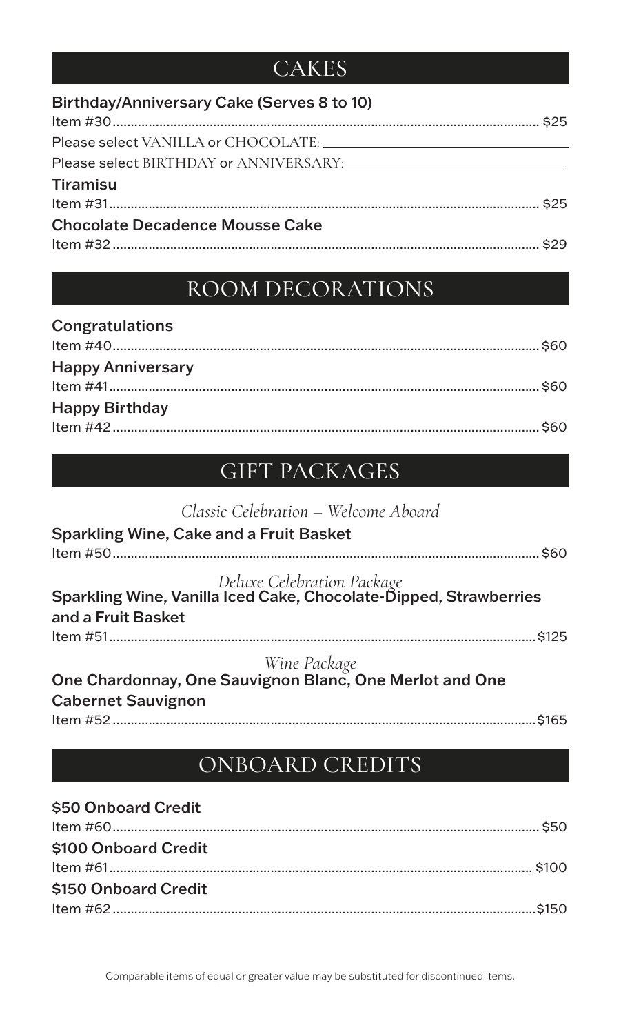## CAKES

**Birthday/Anniversary Cake (Serves 8 to 10)**

Item #30 ........................................................ $25

Please select VANILLA or CHOCOLATE: ______________________

Please select BIRTHDAY or ANNIVERSARY: ______________________

**Tiramisu**

Item #31 ........................................................ $25

**Chocolate Decadence Mousse Cake**

Item #32 ........................................................ $29

## ROOM DECORATIONS

**Congratulations**

Item #40 ........................................................ $60

**Happy Anniversary**

Item #41 ........................................................ $60

**Happy Birthday**

Item #42 ........................................................ $60

## GIFT PACKAGES

*Classic Celebration – Welcome Aboard*

**Sparkling Wine, Cake and a Fruit Basket**

Item #50 ........................................................ $60

*Deluxe Celebration Package*

**Sparkling Wine, Vanilla Iced Cake, Chocolate-Dipped, Strawberries and a Fruit Basket**

Item #51 ........................................................ $125

*Wine Package*

**One Chardonnay, One Sauvignon Blanc, One Merlot and One Cabernet Sauvignon**

Item #52 ........................................................ $165

## ONBOARD CREDITS

**$50 Onboard Credit**

Item #60 ........................................................ $50

**$100 Onboard Credit**

Item #61 ........................................................ $100

**$150 Onboard Credit**

Item #62 ........................................................ $150

Comparable items of equal or greater value may be substituted for discontinued items.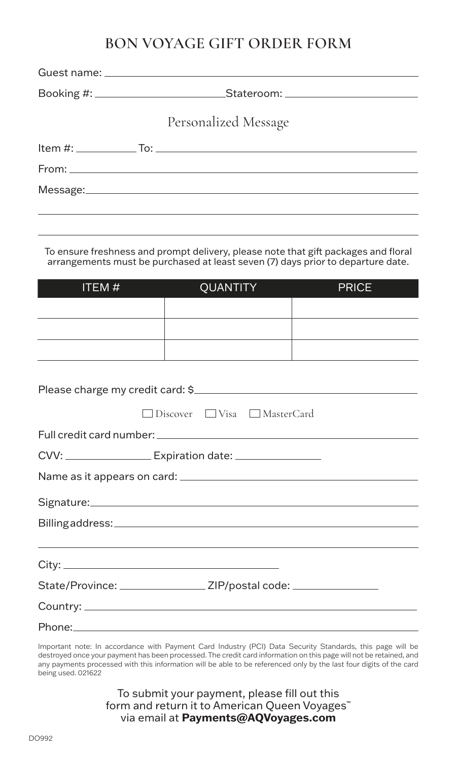# BON VOYAGE GIFT ORDER FORM

Guest name: \_\_\_\_\_\_\_\_\_\_\_\_\_\_\_\_\_\_\_\_\_\_\_\_\_\_\_\_\_\_\_\_\_\_\_\_\_\_\_\_

Booking #: \_\_\_\_\_\_\_\_\_\_\_\_\_\_\_\_\_\_\_\_ Stateroom: \_\_\_\_\_\_\_\_\_\_\_\_\_\_\_\_\_\_\_\_

## Personalized Message

Item #: \_\_\_\_\_\_\_\_\_\_ To: \_\_\_\_\_\_\_\_\_\_\_\_\_\_\_\_\_\_\_\_\_\_\_\_\_\_\_\_\_\_\_\_\_\_\_\_

From: \_\_\_\_\_\_\_\_\_\_\_\_\_\_\_\_\_\_\_\_\_\_\_\_\_\_\_\_\_\_\_\_\_\_\_\_\_\_\_\_\_\_\_\_\_\_\_\_

Message: \_\_\_\_\_\_\_\_\_\_\_\_\_\_\_\_\_\_\_\_\_\_\_\_\_\_\_\_\_\_\_\_\_\_\_\_\_\_\_\_\_\_\_\_\_\_

\_\_\_\_\_\_\_\_\_\_\_\_\_\_\_\_\_\_\_\_\_\_\_\_\_\_\_\_\_\_\_\_\_\_\_\_\_\_\_\_\_\_\_\_\_\_\_\_\_\_\_\_\_\_\_\_

\_\_\_\_\_\_\_\_\_\_\_\_\_\_\_\_\_\_\_\_\_\_\_\_\_\_\_\_\_\_\_\_\_\_\_\_\_\_\_\_\_\_\_\_\_\_\_\_\_\_\_\_\_\_\_\_

To ensure freshness and prompt delivery, please note that gift packages and floral arrangements must be purchased at least seven (7) days prior to departure date.

| ITEM # | QUANTITY | PRICE |
|---|---|---|
| | | |
| | | |
| | | |

Please charge my credit card: $\_\_\_\_\_\_\_\_\_\_\_\_\_\_\_\_\_\_\_\_\_\_\_\_\_\_\_\_\_\_\_\_

☐ Discover ☐ Visa ☐ MasterCard

Full credit card number: \_\_\_\_\_\_\_\_\_\_\_\_\_\_\_\_\_\_\_\_\_\_\_\_\_\_\_\_\_\_\_\_\_\_\_\_

CVV: \_\_\_\_\_\_\_\_\_\_\_\_\_\_ Expiration date: \_\_\_\_\_\_\_\_\_\_\_\_\_\_

Name as it appears on card: \_\_\_\_\_\_\_\_\_\_\_\_\_\_\_\_\_\_\_\_\_\_\_\_\_\_\_\_\_\_\_\_\_\_

Signature: \_\_\_\_\_\_\_\_\_\_\_\_\_\_\_\_\_\_\_\_\_\_\_\_\_\_\_\_\_\_\_\_\_\_\_\_\_\_\_\_\_\_\_\_\_\_

Billing address: \_\_\_\_\_\_\_\_\_\_\_\_\_\_\_\_\_\_\_\_\_\_\_\_\_\_\_\_\_\_\_\_\_\_\_\_\_\_\_\_\_\_

\_\_\_\_\_\_\_\_\_\_\_\_\_\_\_\_\_\_\_\_\_\_\_\_\_\_\_\_\_\_\_\_\_\_\_\_\_\_\_\_\_\_\_\_\_\_\_\_\_\_\_\_\_\_\_\_

City: \_\_\_\_\_\_\_\_\_\_\_\_\_\_\_\_\_\_\_\_\_\_\_\_\_\_\_\_\_\_\_\_\_\_

State/Province: \_\_\_\_\_\_\_\_\_\_\_\_\_\_ ZIP/postal code: \_\_\_\_\_\_\_\_\_\_\_\_\_\_

Country: \_\_\_\_\_\_\_\_\_\_\_\_\_\_\_\_\_\_\_\_\_\_\_\_\_\_\_\_\_\_\_\_\_\_\_\_\_\_\_\_\_\_\_\_\_\_\_\_

Phone: \_\_\_\_\_\_\_\_\_\_\_\_\_\_\_\_\_\_\_\_\_\_\_\_\_\_\_\_\_\_\_\_\_\_\_\_\_\_\_\_\_\_\_\_\_\_\_\_\_

Important note: In accordance with Payment Card Industry (PCI) Data Security Standards, this page will be destroyed once your payment has been processed. The credit card information on this page will not be retained, and any payments processed with this information will be able to be referenced only by the last four digits of the card being used. 021622

To submit your payment, please fill out this form and return it to American Queen Voyages™ via email at **Payments@AQVoyages.com**

DO992